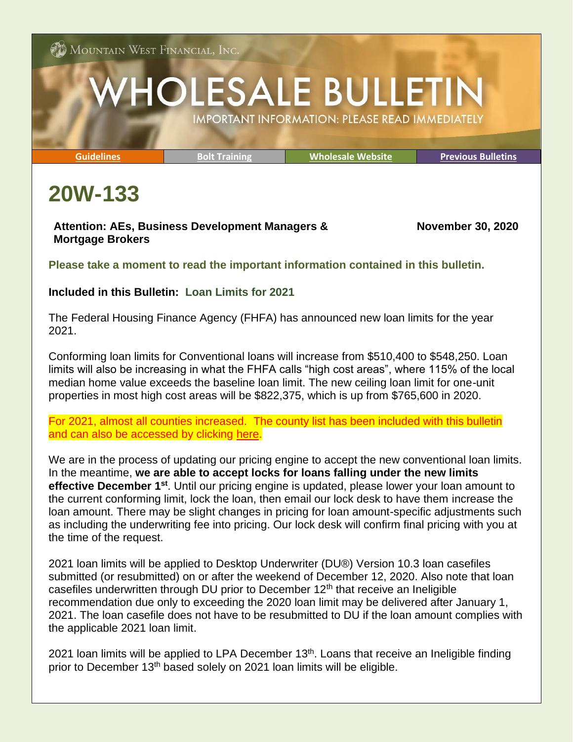Mountain West Financial, Inc.

# WHOLESALE BULLETIN

IMPORTANT INFORMATION: PLEASE READ IMMEDIATELY

| Guidelines | Bolt Training | Wholesale Website | Previous Bulletins |
|---|---|---|---|

# 20W-133

**Attention: AEs, Business Development Managers & Mortgage Brokers** **November 30, 2020**

**Please take a moment to read the important information contained in this bulletin.**

**Included in this Bulletin: Loan Limits for 2021**

The Federal Housing Finance Agency (FHFA) has announced new loan limits for the year 2021.

Conforming loan limits for Conventional loans will increase from $510,400 to $548,250. Loan limits will also be increasing in what the FHFA calls "high cost areas", where 115% of the local median home value exceeds the baseline loan limit. The new ceiling loan limit for one-unit properties in most high cost areas will be $822,375, which is up from $765,600 in 2020.

For 2021, almost all counties increased. The county list has been included with this bulletin and can also be accessed by clicking here.

We are in the process of updating our pricing engine to accept the new conventional loan limits. In the meantime, **we are able to accept locks for loans falling under the new limits effective December 1st**. Until our pricing engine is updated, please lower your loan amount to the current conforming limit, lock the loan, then email our lock desk to have them increase the loan amount. There may be slight changes in pricing for loan amount-specific adjustments such as including the underwriting fee into pricing. Our lock desk will confirm final pricing with you at the time of the request.

2021 loan limits will be applied to Desktop Underwriter (DU®) Version 10.3 loan casefiles submitted (or resubmitted) on or after the weekend of December 12, 2020. Also note that loan casefiles underwritten through DU prior to December 12th that receive an Ineligible recommendation due only to exceeding the 2020 loan limit may be delivered after January 1, 2021. The loan casefile does not have to be resubmitted to DU if the loan amount complies with the applicable 2021 loan limit.

2021 loan limits will be applied to LPA December 13th. Loans that receive an Ineligible finding prior to December 13th based solely on 2021 loan limits will be eligible.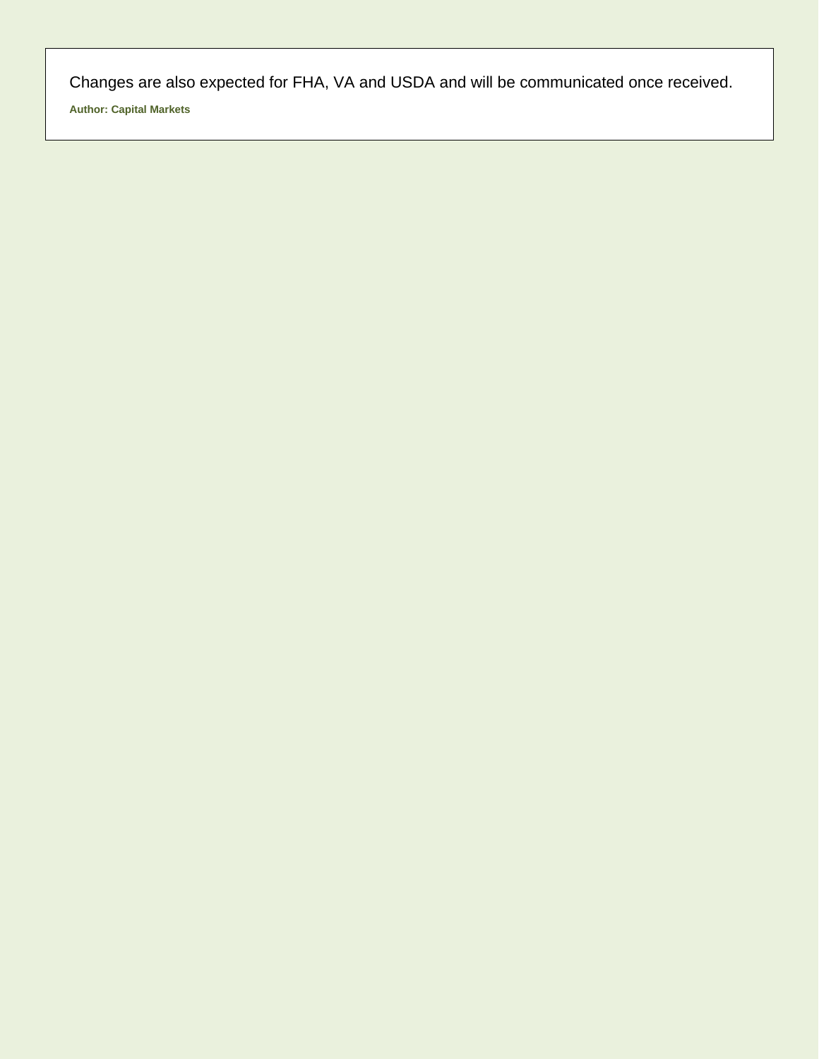Changes are also expected for FHA, VA and USDA and will be communicated once received.

**Author: Capital Markets**